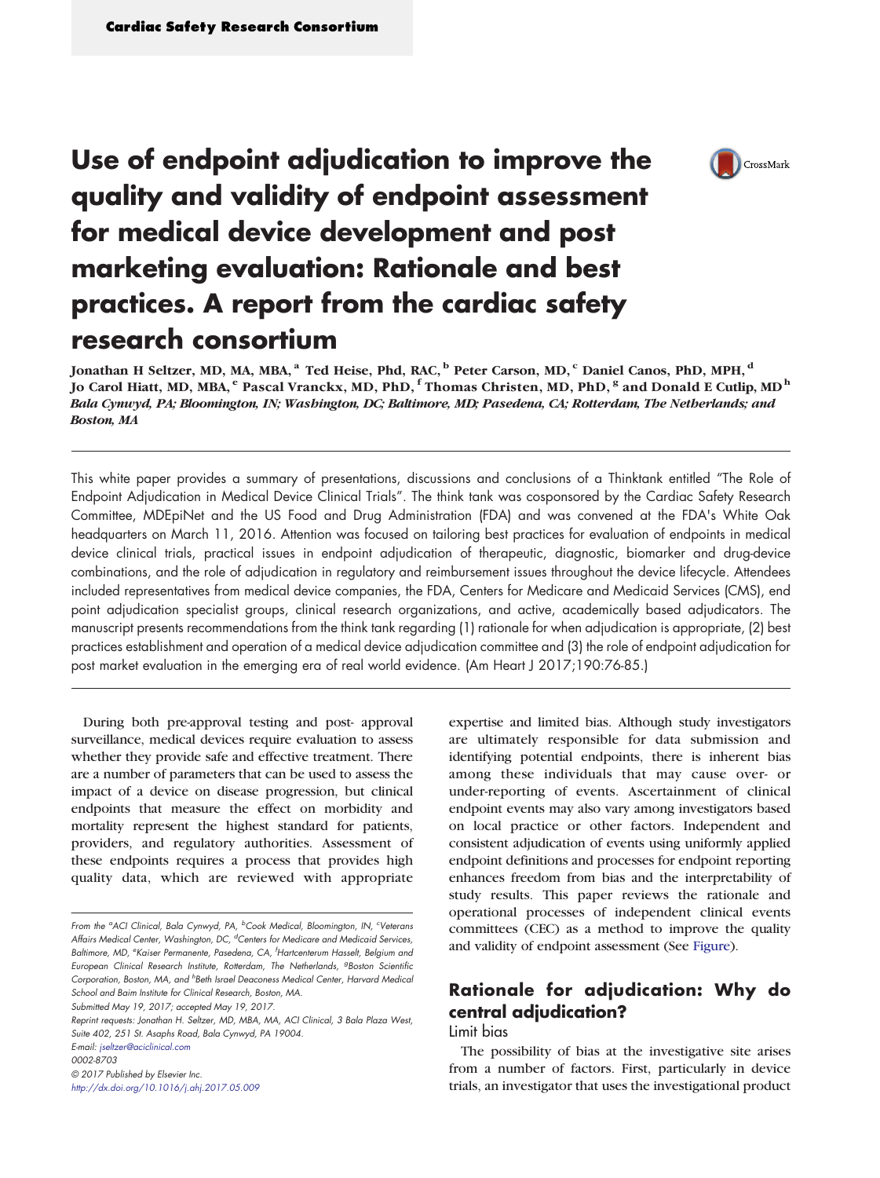# Use of endpoint adjudication to improve the quality and validity of endpoint assessment for medical device development and post marketing evaluation: Rationale and best practices. A report from the cardiac safety research consortium

**Jonathan H Seltzer, MD, MA, MBA,[a] Ted Heise, Phd, RAC,[b] Peter Carson, MD,[c] Daniel Canos, PhD, MPH,[d] Jo Carol Hiatt, MD, MBA,[e] Pascal Vranckx, MD, PhD,[f] Thomas Christen, MD, PhD,[g] and Donald E Cutlip, MD[h]**
*Bala Cynwyd, PA; Bloomington, IN; Washington, DC; Baltimore, MD; Pasedena, CA; Rotterdam, The Netherlands; and Boston, MA*

This white paper provides a summary of presentations, discussions and conclusions of a Thinktank entitled "The Role of Endpoint Adjudication in Medical Device Clinical Trials". The think tank was cosponsored by the Cardiac Safety Research Committee, MDEpiNet and the US Food and Drug Administration (FDA) and was convened at the FDA's White Oak headquarters on March 11, 2016. Attention was focused on tailoring best practices for evaluation of endpoints in medical device clinical trials, practical issues in endpoint adjudication of therapeutic, diagnostic, biomarker and drug-device combinations, and the role of adjudication in regulatory and reimbursement issues throughout the device lifecycle. Attendees included representatives from medical device companies, the FDA, Centers for Medicare and Medicaid Services (CMS), end point adjudication specialist groups, clinical research organizations, and active, academically based adjudicators. The manuscript presents recommendations from the think tank regarding (1) rationale for when adjudication is appropriate, (2) best practices establishment and operation of a medical device adjudication committee and (3) the role of endpoint adjudication for post market evaluation in the emerging era of real world evidence. (Am Heart J 2017;190:76-85.)

During both pre-approval testing and post- approval surveillance, medical devices require evaluation to assess whether they provide safe and effective treatment. There are a number of parameters that can be used to assess the impact of a device on disease progression, but clinical endpoints that measure the effect on morbidity and mortality represent the highest standard for patients, providers, and regulatory authorities. Assessment of these endpoints requires a process that provides high quality data, which are reviewed with appropriate expertise and limited bias. Although study investigators are ultimately responsible for data submission and identifying potential endpoints, there is inherent bias among these individuals that may cause over- or under-reporting of events. Ascertainment of clinical endpoint events may also vary among investigators based on local practice or other factors. Independent and consistent adjudication of events using uniformly applied endpoint definitions and processes for endpoint reporting enhances freedom from bias and the interpretability of study results. This paper reviews the rationale and operational processes of independent clinical events committees (CEC) as a method to improve the quality and validity of endpoint assessment (See Figure).

## Rationale for adjudication: Why do central adjudication?

### Limit bias

The possibility of bias at the investigative site arises from a number of factors. First, particularly in device trials, an investigator that uses the investigational product

From the [a]ACI Clinical, Bala Cynwyd, PA, [b]Cook Medical, Bloomington, IN, [c]Veterans Affairs Medical Center, Washington, DC, [d]Centers for Medicare and Medicaid Services, Baltimore, MD, [e]Kaiser Permanente, Pasedena, CA, [f]Hartcenterum Hasselt, Belgium and European Clinical Research Institute, Rotterdam, The Netherlands, [g]Boston Scientific Corporation, Boston, MA, and [h]Beth Israel Deaconess Medical Center, Harvard Medical School and Baim Institute for Clinical Research, Boston, MA.

Submitted May 19, 2017; accepted May 19, 2017.

Reprint requests: Jonathan H. Seltzer, MD, MBA, MA, ACI Clinical, 3 Bala Plaza West, Suite 402, 251 St. Asaphs Road, Bala Cynwyd, PA 19004.

E-mail: jseltzer@aciclinical.com

0002-8703

© 2017 Published by Elsevier Inc.

http://dx.doi.org/10.1016/j.ahj.2017.05.009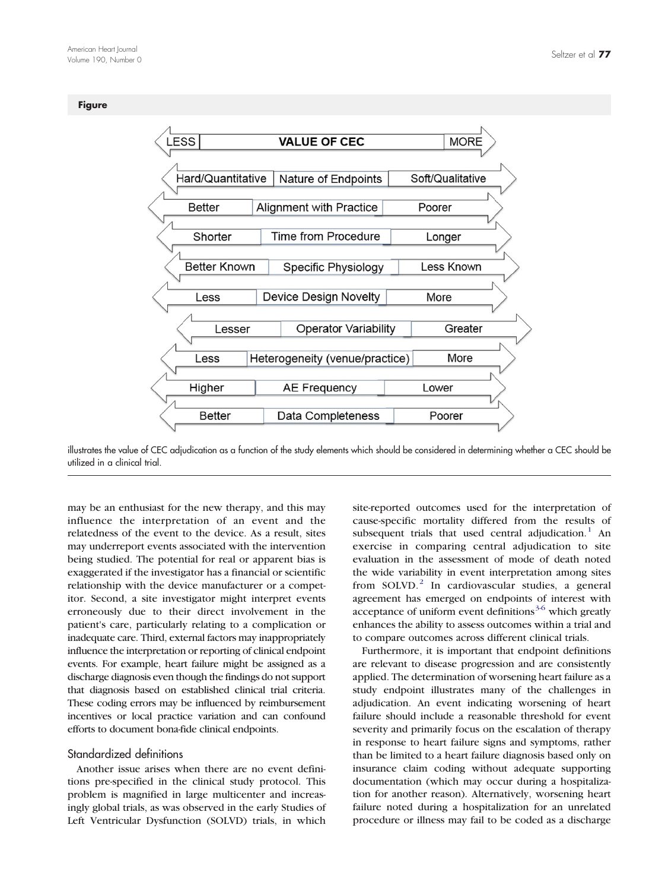**Figure**

| LESS | VALUE OF CEC | MORE |
|---|---|---|
| Hard/Quantitative | Nature of Endpoints | Soft/Qualitative |
| Better | Alignment with Practice | Poorer |
| Shorter | Time from Procedure | Longer |
| Better Known | Specific Physiology | Less Known |
| Less | Device Design Novelty | More |
| Lesser | Operator Variability | Greater |
| Less | Heterogeneity (venue/practice) | More |
| Higher | AE Frequency | Lower |
| Better | Data Completeness | Poorer |

illustrates the value of CEC adjudication as a function of the study elements which should be considered in determining whether a CEC should be utilized in a clinical trial.

may be an enthusiast for the new therapy, and this may influence the interpretation of an event and the relatedness of the event to the device. As a result, sites may underreport events associated with the intervention being studied. The potential for real or apparent bias is exaggerated if the investigator has a financial or scientific relationship with the device manufacturer or a competitor. Second, a site investigator might interpret events erroneously due to their direct involvement in the patient's care, particularly relating to a complication or inadequate care. Third, external factors may inappropriately influence the interpretation or reporting of clinical endpoint events. For example, heart failure might be assigned as a discharge diagnosis even though the findings do not support that diagnosis based on established clinical trial criteria. These coding errors may be influenced by reimbursement incentives or local practice variation and can confound efforts to document bona-fide clinical endpoints.

## Standardized definitions

Another issue arises when there are no event definitions pre-specified in the clinical study protocol. This problem is magnified in large multicenter and increasingly global trials, as was observed in the early Studies of Left Ventricular Dysfunction (SOLVD) trials, in which site-reported outcomes used for the interpretation of cause-specific mortality differed from the results of subsequent trials that used central adjudication.[1] An exercise in comparing central adjudication to site evaluation in the assessment of mode of death noted the wide variability in event interpretation among sites from SOLVD.[2] In cardiovascular studies, a general agreement has emerged on endpoints of interest with acceptance of uniform event definitions[3-6] which greatly enhances the ability to assess outcomes within a trial and to compare outcomes across different clinical trials.

Furthermore, it is important that endpoint definitions are relevant to disease progression and are consistently applied. The determination of worsening heart failure as a study endpoint illustrates many of the challenges in adjudication. An event indicating worsening of heart failure should include a reasonable threshold for event severity and primarily focus on the escalation of therapy in response to heart failure signs and symptoms, rather than be limited to a heart failure diagnosis based only on insurance claim coding without adequate supporting documentation (which may occur during a hospitalization for another reason). Alternatively, worsening heart failure noted during a hospitalization for an unrelated procedure or illness may fail to be coded as a discharge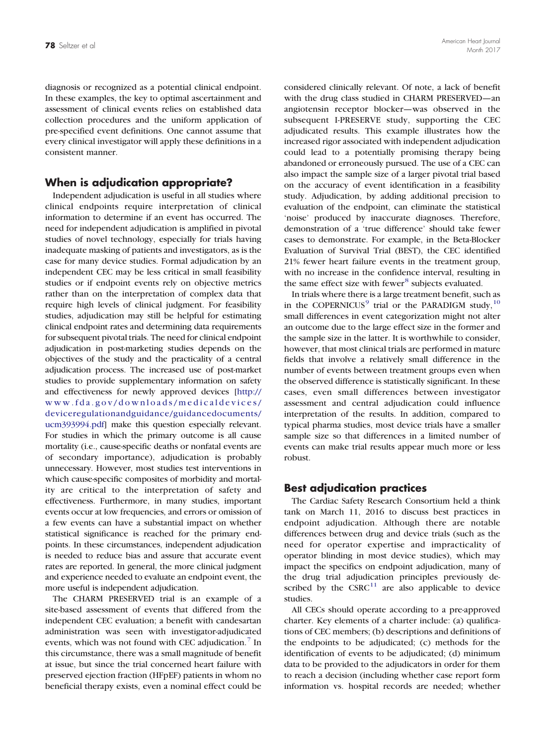diagnosis or recognized as a potential clinical endpoint. In these examples, the key to optimal ascertainment and assessment of clinical events relies on established data collection procedures and the uniform application of pre-specified event definitions. One cannot assume that every clinical investigator will apply these definitions in a consistent manner.

## When is adjudication appropriate?

Independent adjudication is useful in all studies where clinical endpoints require interpretation of clinical information to determine if an event has occurred. The need for independent adjudication is amplified in pivotal studies of novel technology, especially for trials having inadequate masking of patients and investigators, as is the case for many device studies. Formal adjudication by an independent CEC may be less critical in small feasibility studies or if endpoint events rely on objective metrics rather than on the interpretation of complex data that require high levels of clinical judgment. For feasibility studies, adjudication may still be helpful for estimating clinical endpoint rates and determining data requirements for subsequent pivotal trials. The need for clinical endpoint adjudication in post-marketing studies depends on the objectives of the study and the practicality of a central adjudication process. The increased use of post-market studies to provide supplementary information on safety and effectiveness for newly approved devices [http://www.fda.gov/downloads/medicaldevices/deviceregulationandguidance/guidancedocuments/ucm393994.pdf] make this question especially relevant. For studies in which the primary outcome is all cause mortality (i.e., cause-specific deaths or nonfatal events are of secondary importance), adjudication is probably unnecessary. However, most studies test interventions in which cause-specific composites of morbidity and mortality are critical to the interpretation of safety and effectiveness. Furthermore, in many studies, important events occur at low frequencies, and errors or omission of a few events can have a substantial impact on whether statistical significance is reached for the primary endpoints. In these circumstances, independent adjudication is needed to reduce bias and assure that accurate event rates are reported. In general, the more clinical judgment and experience needed to evaluate an endpoint event, the more useful is independent adjudication.

The CHARM PRESERVED trial is an example of a site-based assessment of events that differed from the independent CEC evaluation; a benefit with candesartan administration was seen with investigator-adjudicated events, which was not found with CEC adjudication.[7] In this circumstance, there was a small magnitude of benefit at issue, but since the trial concerned heart failure with preserved ejection fraction (HFpEF) patients in whom no beneficial therapy exists, even a nominal effect could be considered clinically relevant. Of note, a lack of benefit with the drug class studied in CHARM PRESERVED—an angiotensin receptor blocker—was observed in the subsequent I-PRESERVE study, supporting the CEC adjudicated results. This example illustrates how the increased rigor associated with independent adjudication could lead to a potentially promising therapy being abandoned or erroneously pursued. The use of a CEC can also impact the sample size of a larger pivotal trial based on the accuracy of event identification in a feasibility study. Adjudication, by adding additional precision to evaluation of the endpoint, can eliminate the statistical 'noise' produced by inaccurate diagnoses. Therefore, demonstration of a 'true difference' should take fewer cases to demonstrate. For example, in the Beta-Blocker Evaluation of Survival Trial (BEST), the CEC identified 21% fewer heart failure events in the treatment group, with no increase in the confidence interval, resulting in the same effect size with fewer[8] subjects evaluated.

In trials where there is a large treatment benefit, such as in the COPERNICUS[9] trial or the PARADIGM study,[10] small differences in event categorization might not alter an outcome due to the large effect size in the former and the sample size in the latter. It is worthwhile to consider, however, that most clinical trials are performed in mature fields that involve a relatively small difference in the number of events between treatment groups even when the observed difference is statistically significant. In these cases, even small differences between investigator assessment and central adjudication could influence interpretation of the results. In addition, compared to typical pharma studies, most device trials have a smaller sample size so that differences in a limited number of events can make trial results appear much more or less robust.

## Best adjudication practices

The Cardiac Safety Research Consortium held a think tank on March 11, 2016 to discuss best practices in endpoint adjudication. Although there are notable differences between drug and device trials (such as the need for operator expertise and impracticality of operator blinding in most device studies), which may impact the specifics on endpoint adjudication, many of the drug trial adjudication principles previously described by the CSRC[11] are also applicable to device studies.

All CECs should operate according to a pre-approved charter. Key elements of a charter include: (a) qualifications of CEC members; (b) descriptions and definitions of the endpoints to be adjudicated; (c) methods for the identification of events to be adjudicated; (d) minimum data to be provided to the adjudicators in order for them to reach a decision (including whether case report form information vs. hospital records are needed; whether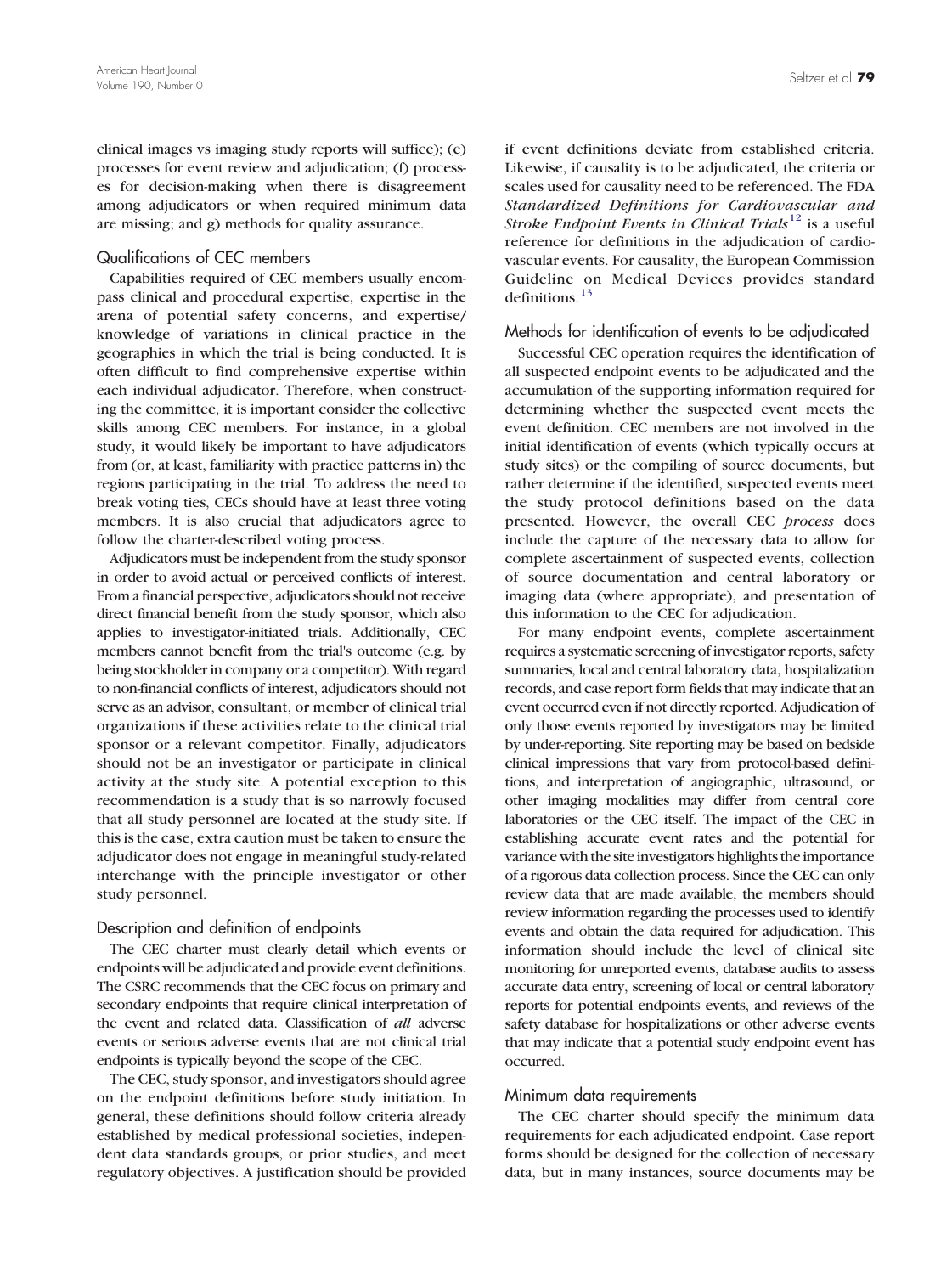clinical images vs imaging study reports will suffice); (e) processes for event review and adjudication; (f) processes for decision-making when there is disagreement among adjudicators or when required minimum data are missing; and g) methods for quality assurance.

## Qualifications of CEC members

Capabilities required of CEC members usually encompass clinical and procedural expertise, expertise in the arena of potential safety concerns, and expertise/ knowledge of variations in clinical practice in the geographies in which the trial is being conducted. It is often difficult to find comprehensive expertise within each individual adjudicator. Therefore, when constructing the committee, it is important consider the collective skills among CEC members. For instance, in a global study, it would likely be important to have adjudicators from (or, at least, familiarity with practice patterns in) the regions participating in the trial. To address the need to break voting ties, CECs should have at least three voting members. It is also crucial that adjudicators agree to follow the charter-described voting process.

Adjudicators must be independent from the study sponsor in order to avoid actual or perceived conflicts of interest. From a financial perspective, adjudicators should not receive direct financial benefit from the study sponsor, which also applies to investigator-initiated trials. Additionally, CEC members cannot benefit from the trial's outcome (e.g. by being stockholder in company or a competitor). With regard to non-financial conflicts of interest, adjudicators should not serve as an advisor, consultant, or member of clinical trial organizations if these activities relate to the clinical trial sponsor or a relevant competitor. Finally, adjudicators should not be an investigator or participate in clinical activity at the study site. A potential exception to this recommendation is a study that is so narrowly focused that all study personnel are located at the study site. If this is the case, extra caution must be taken to ensure the adjudicator does not engage in meaningful study-related interchange with the principle investigator or other study personnel.

## Description and definition of endpoints

The CEC charter must clearly detail which events or endpoints will be adjudicated and provide event definitions. The CSRC recommends that the CEC focus on primary and secondary endpoints that require clinical interpretation of the event and related data. Classification of *all* adverse events or serious adverse events that are not clinical trial endpoints is typically beyond the scope of the CEC.

The CEC, study sponsor, and investigators should agree on the endpoint definitions before study initiation. In general, these definitions should follow criteria already established by medical professional societies, independent data standards groups, or prior studies, and meet regulatory objectives. A justification should be provided if event definitions deviate from established criteria. Likewise, if causality is to be adjudicated, the criteria or scales used for causality need to be referenced. The FDA *Standardized Definitions for Cardiovascular and Stroke Endpoint Events in Clinical Trials*[12] is a useful reference for definitions in the adjudication of cardiovascular events. For causality, the European Commission Guideline on Medical Devices provides standard definitions.[13]

## Methods for identification of events to be adjudicated

Successful CEC operation requires the identification of all suspected endpoint events to be adjudicated and the accumulation of the supporting information required for determining whether the suspected event meets the event definition. CEC members are not involved in the initial identification of events (which typically occurs at study sites) or the compiling of source documents, but rather determine if the identified, suspected events meet the study protocol definitions based on the data presented. However, the overall CEC *process* does include the capture of the necessary data to allow for complete ascertainment of suspected events, collection of source documentation and central laboratory or imaging data (where appropriate), and presentation of this information to the CEC for adjudication.

For many endpoint events, complete ascertainment requires a systematic screening of investigator reports, safety summaries, local and central laboratory data, hospitalization records, and case report form fields that may indicate that an event occurred even if not directly reported. Adjudication of only those events reported by investigators may be limited by under-reporting. Site reporting may be based on bedside clinical impressions that vary from protocol-based definitions, and interpretation of angiographic, ultrasound, or other imaging modalities may differ from central core laboratories or the CEC itself. The impact of the CEC in establishing accurate event rates and the potential for variance with the site investigators highlights the importance of a rigorous data collection process. Since the CEC can only review data that are made available, the members should review information regarding the processes used to identify events and obtain the data required for adjudication. This information should include the level of clinical site monitoring for unreported events, database audits to assess accurate data entry, screening of local or central laboratory reports for potential endpoints events, and reviews of the safety database for hospitalizations or other adverse events that may indicate that a potential study endpoint event has occurred.

## Minimum data requirements

The CEC charter should specify the minimum data requirements for each adjudicated endpoint. Case report forms should be designed for the collection of necessary data, but in many instances, source documents may be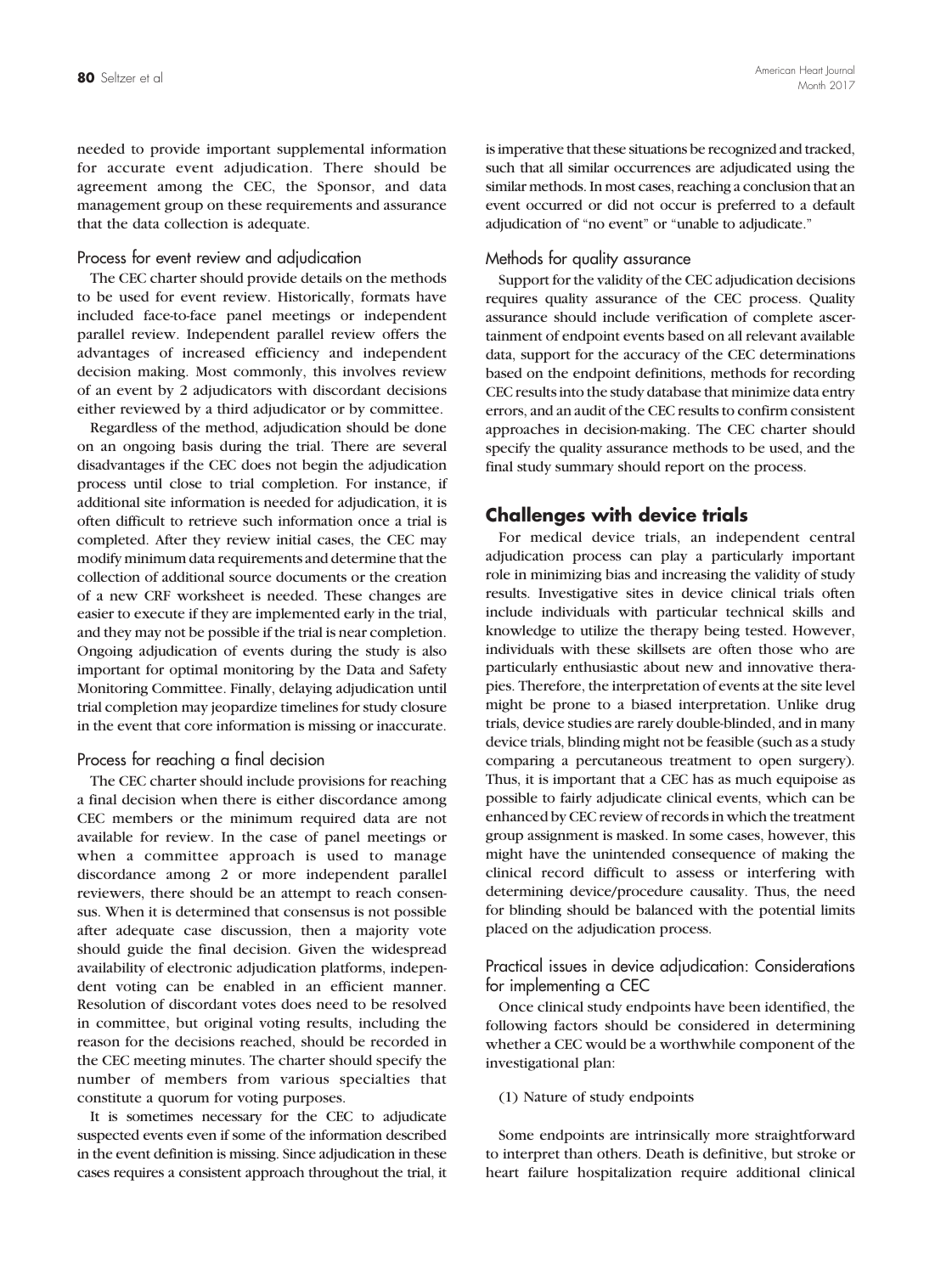needed to provide important supplemental information for accurate event adjudication. There should be agreement among the CEC, the Sponsor, and data management group on these requirements and assurance that the data collection is adequate.

### Process for event review and adjudication

The CEC charter should provide details on the methods to be used for event review. Historically, formats have included face-to-face panel meetings or independent parallel review. Independent parallel review offers the advantages of increased efficiency and independent decision making. Most commonly, this involves review of an event by 2 adjudicators with discordant decisions either reviewed by a third adjudicator or by committee.

Regardless of the method, adjudication should be done on an ongoing basis during the trial. There are several disadvantages if the CEC does not begin the adjudication process until close to trial completion. For instance, if additional site information is needed for adjudication, it is often difficult to retrieve such information once a trial is completed. After they review initial cases, the CEC may modify minimum data requirements and determine that the collection of additional source documents or the creation of a new CRF worksheet is needed. These changes are easier to execute if they are implemented early in the trial, and they may not be possible if the trial is near completion. Ongoing adjudication of events during the study is also important for optimal monitoring by the Data and Safety Monitoring Committee. Finally, delaying adjudication until trial completion may jeopardize timelines for study closure in the event that core information is missing or inaccurate.

### Process for reaching a final decision

The CEC charter should include provisions for reaching a final decision when there is either discordance among CEC members or the minimum required data are not available for review. In the case of panel meetings or when a committee approach is used to manage discordance among 2 or more independent parallel reviewers, there should be an attempt to reach consensus. When it is determined that consensus is not possible after adequate case discussion, then a majority vote should guide the final decision. Given the widespread availability of electronic adjudication platforms, independent voting can be enabled in an efficient manner. Resolution of discordant votes does need to be resolved in committee, but original voting results, including the reason for the decisions reached, should be recorded in the CEC meeting minutes. The charter should specify the number of members from various specialties that constitute a quorum for voting purposes.

It is sometimes necessary for the CEC to adjudicate suspected events even if some of the information described in the event definition is missing. Since adjudication in these cases requires a consistent approach throughout the trial, it is imperative that these situations be recognized and tracked, such that all similar occurrences are adjudicated using the similar methods. In most cases, reaching a conclusion that an event occurred or did not occur is preferred to a default adjudication of "no event" or "unable to adjudicate."

### Methods for quality assurance

Support for the validity of the CEC adjudication decisions requires quality assurance of the CEC process. Quality assurance should include verification of complete ascertainment of endpoint events based on all relevant available data, support for the accuracy of the CEC determinations based on the endpoint definitions, methods for recording CEC results into the study database that minimize data entry errors, and an audit of the CEC results to confirm consistent approaches in decision-making. The CEC charter should specify the quality assurance methods to be used, and the final study summary should report on the process.

## Challenges with device trials

For medical device trials, an independent central adjudication process can play a particularly important role in minimizing bias and increasing the validity of study results. Investigative sites in device clinical trials often include individuals with particular technical skills and knowledge to utilize the therapy being tested. However, individuals with these skillsets are often those who are particularly enthusiastic about new and innovative therapies. Therefore, the interpretation of events at the site level might be prone to a biased interpretation. Unlike drug trials, device studies are rarely double-blinded, and in many device trials, blinding might not be feasible (such as a study comparing a percutaneous treatment to open surgery). Thus, it is important that a CEC has as much equipoise as possible to fairly adjudicate clinical events, which can be enhanced by CEC review of records in which the treatment group assignment is masked. In some cases, however, this might have the unintended consequence of making the clinical record difficult to assess or interfering with determining device/procedure causality. Thus, the need for blinding should be balanced with the potential limits placed on the adjudication process.

### Practical issues in device adjudication: Considerations for implementing a CEC

Once clinical study endpoints have been identified, the following factors should be considered in determining whether a CEC would be a worthwhile component of the investigational plan:

(1) Nature of study endpoints

Some endpoints are intrinsically more straightforward to interpret than others. Death is definitive, but stroke or heart failure hospitalization require additional clinical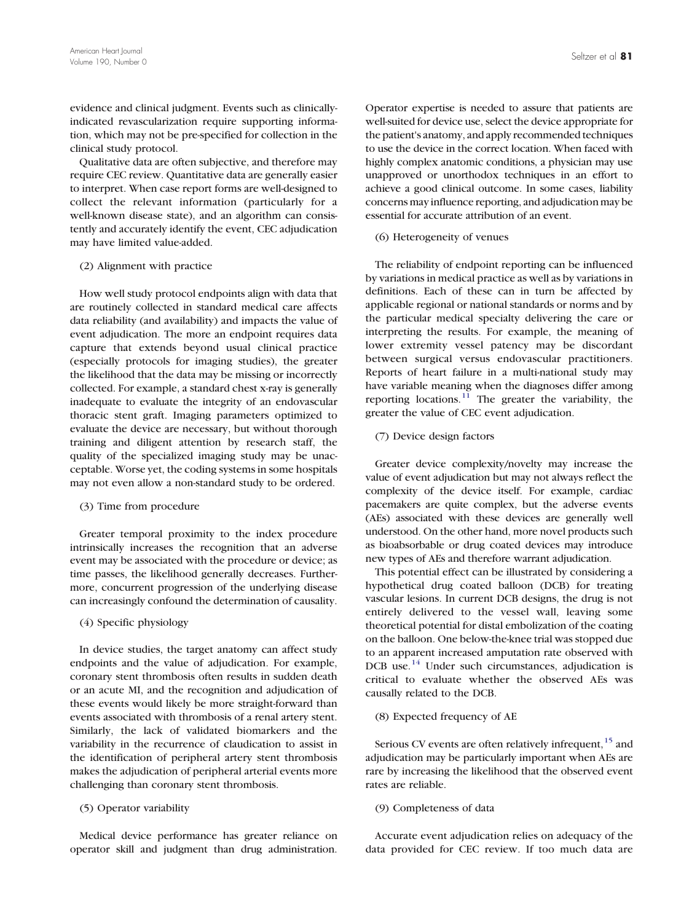evidence and clinical judgment. Events such as clinically-indicated revascularization require supporting information, which may not be pre-specified for collection in the clinical study protocol.

Qualitative data are often subjective, and therefore may require CEC review. Quantitative data are generally easier to interpret. When case report forms are well-designed to collect the relevant information (particularly for a well-known disease state), and an algorithm can consistently and accurately identify the event, CEC adjudication may have limited value-added.

(2) Alignment with practice

How well study protocol endpoints align with data that are routinely collected in standard medical care affects data reliability (and availability) and impacts the value of event adjudication. The more an endpoint requires data capture that extends beyond usual clinical practice (especially protocols for imaging studies), the greater the likelihood that the data may be missing or incorrectly collected. For example, a standard chest x-ray is generally inadequate to evaluate the integrity of an endovascular thoracic stent graft. Imaging parameters optimized to evaluate the device are necessary, but without thorough training and diligent attention by research staff, the quality of the specialized imaging study may be unacceptable. Worse yet, the coding systems in some hospitals may not even allow a non-standard study to be ordered.

(3) Time from procedure

Greater temporal proximity to the index procedure intrinsically increases the recognition that an adverse event may be associated with the procedure or device; as time passes, the likelihood generally decreases. Furthermore, concurrent progression of the underlying disease can increasingly confound the determination of causality.

(4) Specific physiology

In device studies, the target anatomy can affect study endpoints and the value of adjudication. For example, coronary stent thrombosis often results in sudden death or an acute MI, and the recognition and adjudication of these events would likely be more straight-forward than events associated with thrombosis of a renal artery stent. Similarly, the lack of validated biomarkers and the variability in the recurrence of claudication to assist in the identification of peripheral artery stent thrombosis makes the adjudication of peripheral arterial events more challenging than coronary stent thrombosis.

(5) Operator variability

Medical device performance has greater reliance on operator skill and judgment than drug administration. Operator expertise is needed to assure that patients are well-suited for device use, select the device appropriate for the patient's anatomy, and apply recommended techniques to use the device in the correct location. When faced with highly complex anatomic conditions, a physician may use unapproved or unorthodox techniques in an effort to achieve a good clinical outcome. In some cases, liability concerns may influence reporting, and adjudication may be essential for accurate attribution of an event.

(6) Heterogeneity of venues

The reliability of endpoint reporting can be influenced by variations in medical practice as well as by variations in definitions. Each of these can in turn be affected by applicable regional or national standards or norms and by the particular medical specialty delivering the care or interpreting the results. For example, the meaning of lower extremity vessel patency may be discordant between surgical versus endovascular practitioners. Reports of heart failure in a multi-national study may have variable meaning when the diagnoses differ among reporting locations.[11] The greater the variability, the greater the value of CEC event adjudication.

(7) Device design factors

Greater device complexity/novelty may increase the value of event adjudication but may not always reflect the complexity of the device itself. For example, cardiac pacemakers are quite complex, but the adverse events (AEs) associated with these devices are generally well understood. On the other hand, more novel products such as bioabsorbable or drug coated devices may introduce new types of AEs and therefore warrant adjudication.

This potential effect can be illustrated by considering a hypothetical drug coated balloon (DCB) for treating vascular lesions. In current DCB designs, the drug is not entirely delivered to the vessel wall, leaving some theoretical potential for distal embolization of the coating on the balloon. One below-the-knee trial was stopped due to an apparent increased amputation rate observed with DCB use.[14] Under such circumstances, adjudication is critical to evaluate whether the observed AEs was causally related to the DCB.

(8) Expected frequency of AE

Serious CV events are often relatively infrequent,[15] and adjudication may be particularly important when AEs are rare by increasing the likelihood that the observed event rates are reliable.

(9) Completeness of data

Accurate event adjudication relies on adequacy of the data provided for CEC review. If too much data are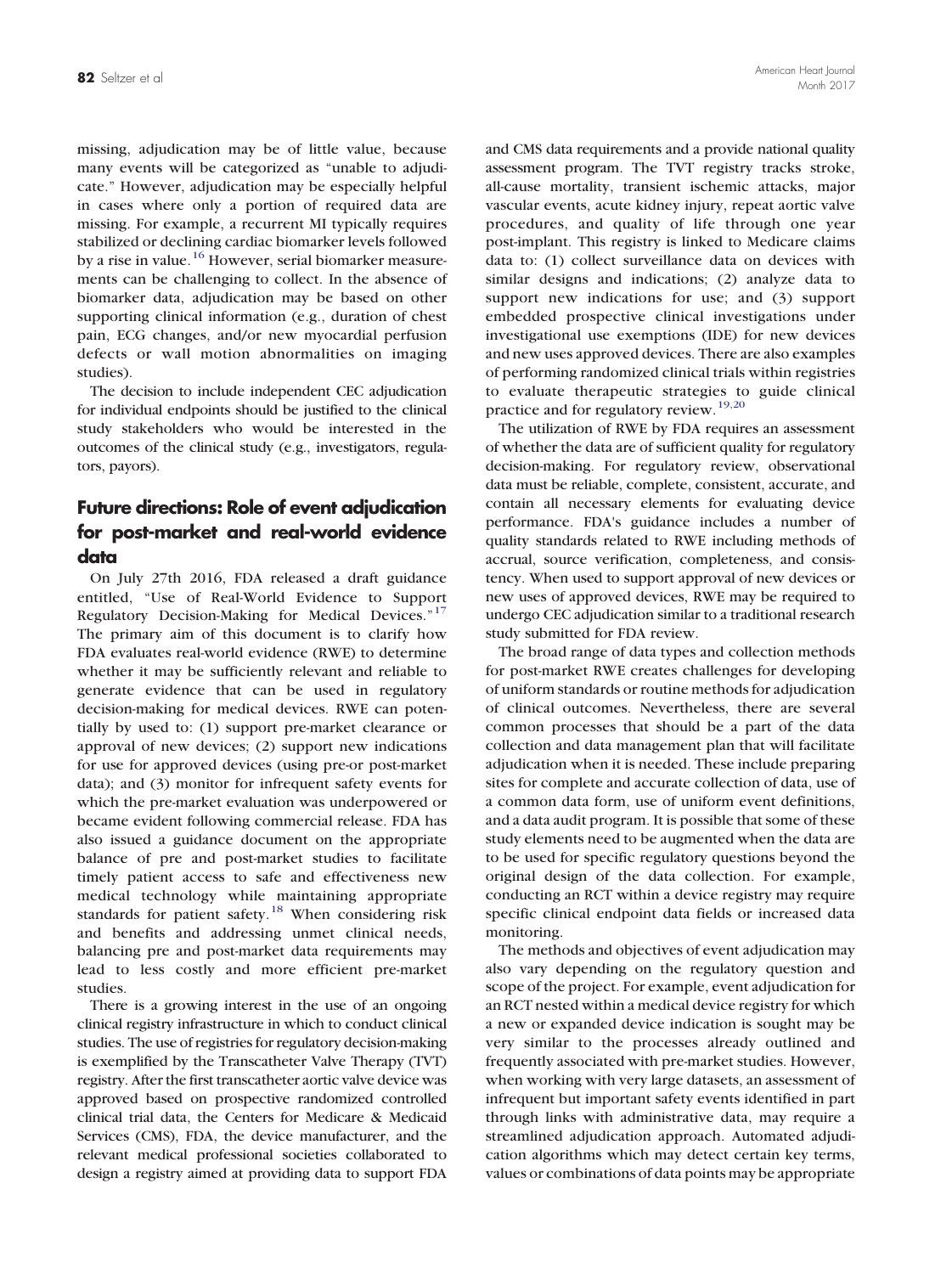missing, adjudication may be of little value, because many events will be categorized as "unable to adjudicate." However, adjudication may be especially helpful in cases where only a portion of required data are missing. For example, a recurrent MI typically requires stabilized or declining cardiac biomarker levels followed by a rise in value.[16] However, serial biomarker measurements can be challenging to collect. In the absence of biomarker data, adjudication may be based on other supporting clinical information (e.g., duration of chest pain, ECG changes, and/or new myocardial perfusion defects or wall motion abnormalities on imaging studies).

The decision to include independent CEC adjudication for individual endpoints should be justified to the clinical study stakeholders who would be interested in the outcomes of the clinical study (e.g., investigators, regulators, payors).

## Future directions: Role of event adjudication for post-market and real-world evidence data

On July 27th 2016, FDA released a draft guidance entitled, "Use of Real-World Evidence to Support Regulatory Decision-Making for Medical Devices."[17] The primary aim of this document is to clarify how FDA evaluates real-world evidence (RWE) to determine whether it may be sufficiently relevant and reliable to generate evidence that can be used in regulatory decision-making for medical devices. RWE can potentially by used to: (1) support pre-market clearance or approval of new devices; (2) support new indications for use for approved devices (using pre-or post-market data); and (3) monitor for infrequent safety events for which the pre-market evaluation was underpowered or became evident following commercial release. FDA has also issued a guidance document on the appropriate balance of pre and post-market studies to facilitate timely patient access to safe and effectiveness new medical technology while maintaining appropriate standards for patient safety.[18] When considering risk and benefits and addressing unmet clinical needs, balancing pre and post-market data requirements may lead to less costly and more efficient pre-market studies.

There is a growing interest in the use of an ongoing clinical registry infrastructure in which to conduct clinical studies. The use of registries for regulatory decision-making is exemplified by the Transcatheter Valve Therapy (TVT) registry. After the first transcatheter aortic valve device was approved based on prospective randomized controlled clinical trial data, the Centers for Medicare & Medicaid Services (CMS), FDA, the device manufacturer, and the relevant medical professional societies collaborated to design a registry aimed at providing data to support FDA and CMS data requirements and a provide national quality assessment program. The TVT registry tracks stroke, all-cause mortality, transient ischemic attacks, major vascular events, acute kidney injury, repeat aortic valve procedures, and quality of life through one year post-implant. This registry is linked to Medicare claims data to: (1) collect surveillance data on devices with similar designs and indications; (2) analyze data to support new indications for use; and (3) support embedded prospective clinical investigations under investigational use exemptions (IDE) for new devices and new uses approved devices. There are also examples of performing randomized clinical trials within registries to evaluate therapeutic strategies to guide clinical practice and for regulatory review.[19,20]

The utilization of RWE by FDA requires an assessment of whether the data are of sufficient quality for regulatory decision-making. For regulatory review, observational data must be reliable, complete, consistent, accurate, and contain all necessary elements for evaluating device performance. FDA's guidance includes a number of quality standards related to RWE including methods of accrual, source verification, completeness, and consistency. When used to support approval of new devices or new uses of approved devices, RWE may be required to undergo CEC adjudication similar to a traditional research study submitted for FDA review.

The broad range of data types and collection methods for post-market RWE creates challenges for developing of uniform standards or routine methods for adjudication of clinical outcomes. Nevertheless, there are several common processes that should be a part of the data collection and data management plan that will facilitate adjudication when it is needed. These include preparing sites for complete and accurate collection of data, use of a common data form, use of uniform event definitions, and a data audit program. It is possible that some of these study elements need to be augmented when the data are to be used for specific regulatory questions beyond the original design of the data collection. For example, conducting an RCT within a device registry may require specific clinical endpoint data fields or increased data monitoring.

The methods and objectives of event adjudication may also vary depending on the regulatory question and scope of the project. For example, event adjudication for an RCT nested within a medical device registry for which a new or expanded device indication is sought may be very similar to the processes already outlined and frequently associated with pre-market studies. However, when working with very large datasets, an assessment of infrequent but important safety events identified in part through links with administrative data, may require a streamlined adjudication approach. Automated adjudication algorithms which may detect certain key terms, values or combinations of data points may be appropriate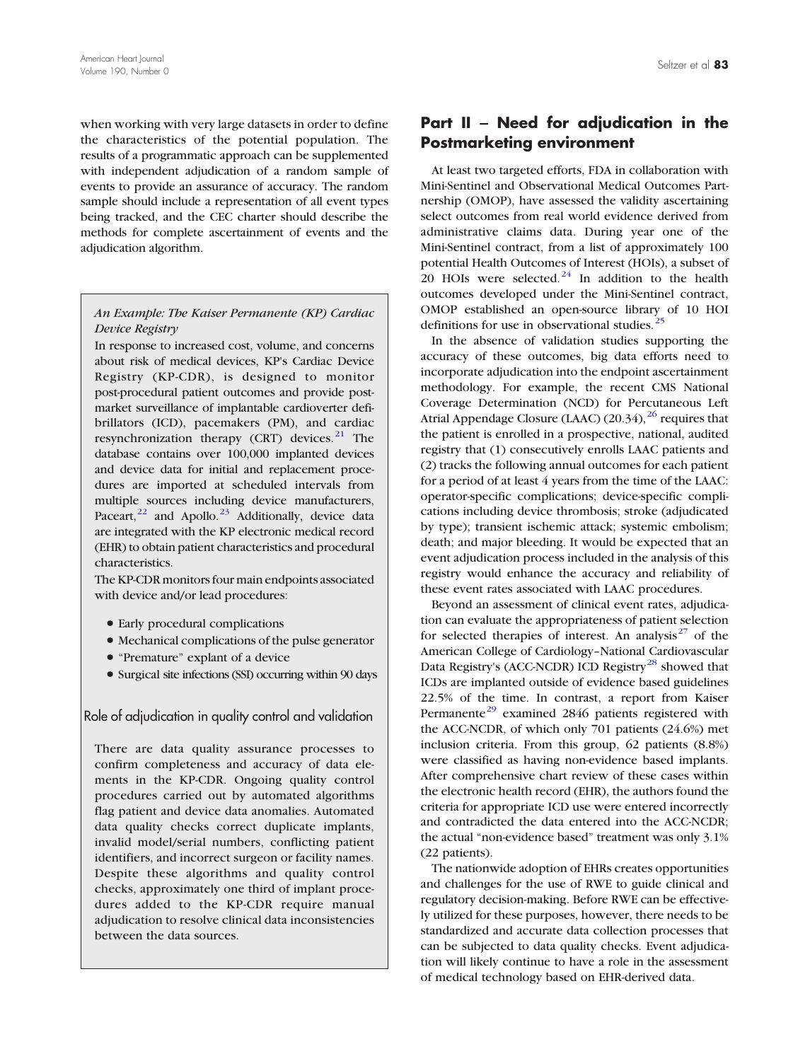when working with very large datasets in order to define the characteristics of the potential population. The results of a programmatic approach can be supplemented with independent adjudication of a random sample of events to provide an assurance of accuracy. The random sample should include a representation of all event types being tracked, and the CEC charter should describe the methods for complete ascertainment of events and the adjudication algorithm.

*An Example: The Kaiser Permanente (KP) Cardiac Device Registry*

In response to increased cost, volume, and concerns about risk of medical devices, KP's Cardiac Device Registry (KP-CDR), is designed to monitor post-procedural patient outcomes and provide post-market surveillance of implantable cardioverter defibrillators (ICD), pacemakers (PM), and cardiac resynchronization therapy (CRT) devices.[21] The database contains over 100,000 implanted devices and device data for initial and replacement procedures are imported at scheduled intervals from multiple sources including device manufacturers, Paceart,[22] and Apollo.[23] Additionally, device data are integrated with the KP electronic medical record (EHR) to obtain patient characteristics and procedural characteristics.

The KP-CDR monitors four main endpoints associated with device and/or lead procedures:

- Early procedural complications
- Mechanical complications of the pulse generator
- “Premature” explant of a device
- Surgical site infections (SSI) occurring within 90 days

## Role of adjudication in quality control and validation

There are data quality assurance processes to confirm completeness and accuracy of data elements in the KP-CDR. Ongoing quality control procedures carried out by automated algorithms flag patient and device data anomalies. Automated data quality checks correct duplicate implants, invalid model/serial numbers, conflicting patient identifiers, and incorrect surgeon or facility names. Despite these algorithms and quality control checks, approximately one third of implant procedures added to the KP-CDR require manual adjudication to resolve clinical data inconsistencies between the data sources.

# Part II – Need for adjudication in the Postmarketing environment

At least two targeted efforts, FDA in collaboration with Mini-Sentinel and Observational Medical Outcomes Partnership (OMOP), have assessed the validity ascertaining select outcomes from real world evidence derived from administrative claims data. During year one of the Mini-Sentinel contract, from a list of approximately 100 potential Health Outcomes of Interest (HOIs), a subset of 20 HOIs were selected.[24] In addition to the health outcomes developed under the Mini-Sentinel contract, OMOP established an open-source library of 10 HOI definitions for use in observational studies.[25]

In the absence of validation studies supporting the accuracy of these outcomes, big data efforts need to incorporate adjudication into the endpoint ascertainment methodology. For example, the recent CMS National Coverage Determination (NCD) for Percutaneous Left Atrial Appendage Closure (LAAC) (20.34),[26] requires that the patient is enrolled in a prospective, national, audited registry that (1) consecutively enrolls LAAC patients and (2) tracks the following annual outcomes for each patient for a period of at least 4 years from the time of the LAAC: operator-specific complications; device-specific complications including device thrombosis; stroke (adjudicated by type); transient ischemic attack; systemic embolism; death; and major bleeding. It would be expected that an event adjudication process included in the analysis of this registry would enhance the accuracy and reliability of these event rates associated with LAAC procedures.

Beyond an assessment of clinical event rates, adjudication can evaluate the appropriateness of patient selection for selected therapies of interest. An analysis[27] of the American College of Cardiology–National Cardiovascular Data Registry's (ACC-NCDR) ICD Registry[28] showed that ICDs are implanted outside of evidence based guidelines 22.5% of the time. In contrast, a report from Kaiser Permanente[29] examined 2846 patients registered with the ACC-NCDR, of which only 701 patients (24.6%) met inclusion criteria. From this group, 62 patients (8.8%) were classified as having non-evidence based implants. After comprehensive chart review of these cases within the electronic health record (EHR), the authors found the criteria for appropriate ICD use were entered incorrectly and contradicted the data entered into the ACC-NCDR; the actual “non-evidence based” treatment was only 3.1% (22 patients).

The nationwide adoption of EHRs creates opportunities and challenges for the use of RWE to guide clinical and regulatory decision-making. Before RWE can be effectively utilized for these purposes, however, there needs to be standardized and accurate data collection processes that can be subjected to data quality checks. Event adjudication will likely continue to have a role in the assessment of medical technology based on EHR-derived data.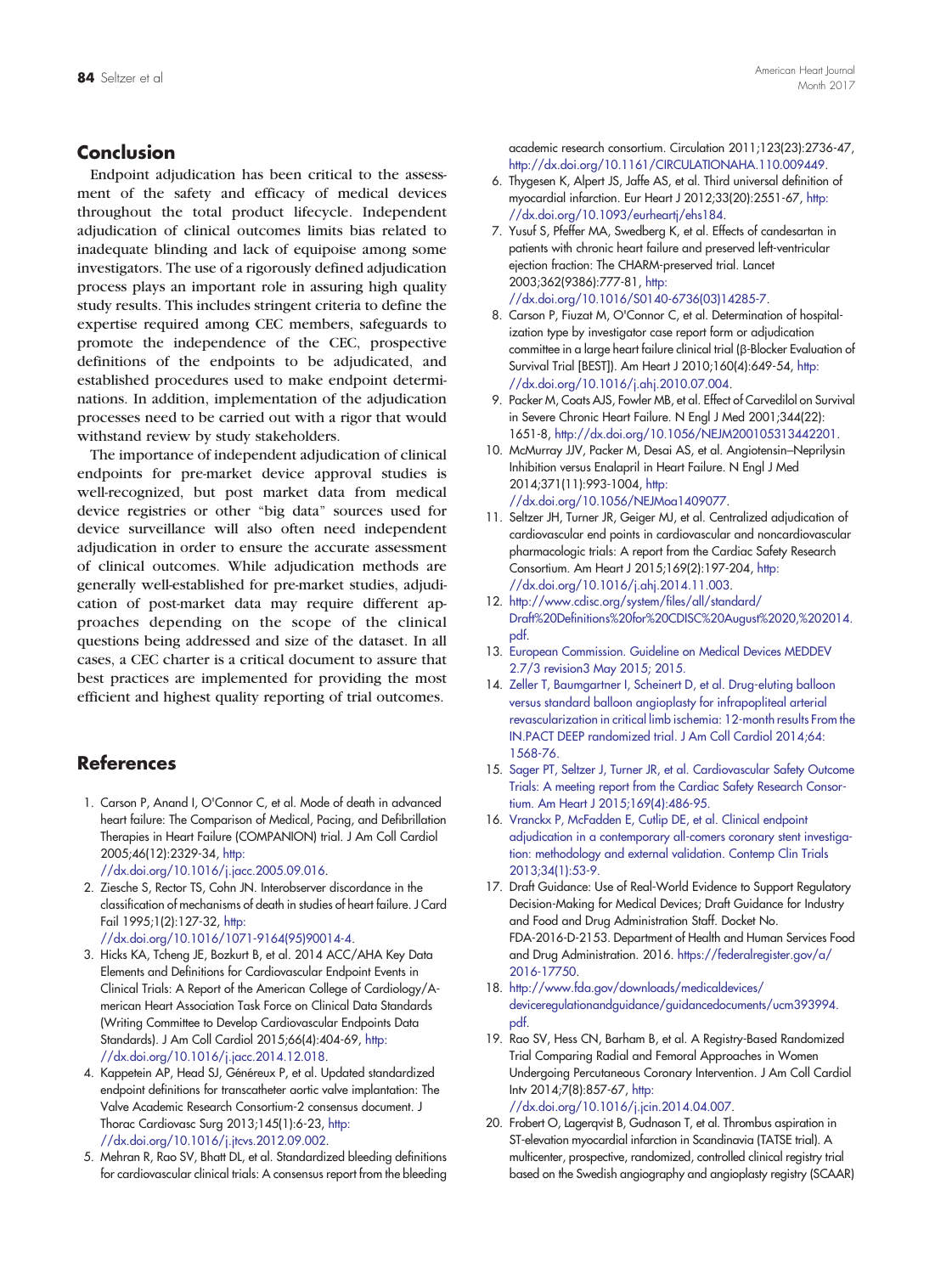## Conclusion

Endpoint adjudication has been critical to the assessment of the safety and efficacy of medical devices throughout the total product lifecycle. Independent adjudication of clinical outcomes limits bias related to inadequate blinding and lack of equipoise among some investigators. The use of a rigorously defined adjudication process plays an important role in assuring high quality study results. This includes stringent criteria to define the expertise required among CEC members, safeguards to promote the independence of the CEC, prospective definitions of the endpoints to be adjudicated, and established procedures used to make endpoint determinations. In addition, implementation of the adjudication processes need to be carried out with a rigor that would withstand review by study stakeholders.

The importance of independent adjudication of clinical endpoints for pre-market device approval studies is well-recognized, but post market data from medical device registries or other "big data" sources used for device surveillance will also often need independent adjudication in order to ensure the accurate assessment of clinical outcomes. While adjudication methods are generally well-established for pre-market studies, adjudication of post-market data may require different approaches depending on the scope of the clinical questions being addressed and size of the dataset. In all cases, a CEC charter is a critical document to assure that best practices are implemented for providing the most efficient and highest quality reporting of trial outcomes.

## References

1. Carson P, Anand I, O'Connor C, et al. Mode of death in advanced heart failure: The Comparison of Medical, Pacing, and Defibrillation Therapies in Heart Failure (COMPANION) trial. J Am Coll Cardiol 2005;46(12):2329-34, http://dx.doi.org/10.1016/j.jacc.2005.09.016.
2. Ziesche S, Rector TS, Cohn JN. Interobserver discordance in the classification of mechanisms of death in studies of heart failure. J Card Fail 1995;1(2):127-32, http://dx.doi.org/10.1016/1071-9164(95)90014-4.
3. Hicks KA, Tcheng JE, Bozkurt B, et al. 2014 ACC/AHA Key Data Elements and Definitions for Cardiovascular Endpoint Events in Clinical Trials: A Report of the American College of Cardiology/American Heart Association Task Force on Clinical Data Standards (Writing Committee to Develop Cardiovascular Endpoints Data Standards). J Am Coll Cardiol 2015;66(4):404-69, http://dx.doi.org/10.1016/j.jacc.2014.12.018.
4. Kappetein AP, Head SJ, Généreux P, et al. Updated standardized endpoint definitions for transcatheter aortic valve implantation: The Valve Academic Research Consortium-2 consensus document. J Thorac Cardiovasc Surg 2013;145(1):6-23, http://dx.doi.org/10.1016/j.jtcvs.2012.09.002.
5. Mehran R, Rao SV, Bhatt DL, et al. Standardized bleeding definitions for cardiovascular clinical trials: A consensus report from the bleeding academic research consortium. Circulation 2011;123(23):2736-47, http://dx.doi.org/10.1161/CIRCULATIONAHA.110.009449.
6. Thygesen K, Alpert JS, Jaffe AS, et al. Third universal definition of myocardial infarction. Eur Heart J 2012;33(20):2551-67, http://dx.doi.org/10.1093/eurheartj/ehs184.
7. Yusuf S, Pfeffer MA, Swedberg K, et al. Effects of candesartan in patients with chronic heart failure and preserved left-ventricular ejection fraction: The CHARM-preserved trial. Lancet 2003;362(9386):777-81, http://dx.doi.org/10.1016/S0140-6736(03)14285-7.
8. Carson P, Fiuzat M, O'Connor C, et al. Determination of hospitalization type by investigator case report form or adjudication committee in a large heart failure clinical trial (β-Blocker Evaluation of Survival Trial [BEST]). Am Heart J 2010;160(4):649-54, http://dx.doi.org/10.1016/j.ahj.2010.07.004.
9. Packer M, Coats AJS, Fowler MB, et al. Effect of Carvedilol on Survival in Severe Chronic Heart Failure. N Engl J Med 2001;344(22):1651-8, http://dx.doi.org/10.1056/NEJM200105313442201.
10. McMurray JJV, Packer M, Desai AS, et al. Angiotensin–Neprilysin Inhibition versus Enalapril in Heart Failure. N Engl J Med 2014;371(11):993-1004, http://dx.doi.org/10.1056/NEJMoa1409077.
11. Seltzer JH, Turner JR, Geiger MJ, et al. Centralized adjudication of cardiovascular end points in cardiovascular and noncardiovascular pharmacologic trials: A report from the Cardiac Safety Research Consortium. Am Heart J 2015;169(2):197-204, http://dx.doi.org/10.1016/j.ahj.2014.11.003.
12. http://www.cdisc.org/system/files/all/standard/Draft%20Definitions%20for%20CDISC%20August%2020,%202014.pdf.
13. European Commission. Guideline on Medical Devices MEDDEV 2.7/3 revision3 May 2015; 2015.
14. Zeller T, Baumgartner I, Scheinert D, et al. Drug-eluting balloon versus standard balloon angioplasty for infrapopliteal arterial revascularization in critical limb ischemia: 12-month results From the IN.PACT DEEP randomized trial. J Am Coll Cardiol 2014;64:1568-76.
15. Sager PT, Seltzer J, Turner JR, et al. Cardiovascular Safety Outcome Trials: A meeting report from the Cardiac Safety Research Consortium. Am Heart J 2015;169(4):486-95.
16. Vranckx P, McFadden E, Cutlip DE, et al. Clinical endpoint adjudication in a contemporary all-comers coronary stent investigation: methodology and external validation. Contemp Clin Trials 2013;34(1):53-9.
17. Draft Guidance: Use of Real-World Evidence to Support Regulatory Decision-Making for Medical Devices; Draft Guidance for Industry and Food and Drug Administration Staff. Docket No. FDA-2016-D-2153. Department of Health and Human Services Food and Drug Administration. 2016. https://federalregister.gov/a/2016-17750.
18. http://www.fda.gov/downloads/medicaldevices/deviceregulationandguidance/guidancedocuments/ucm393994.pdf.
19. Rao SV, Hess CN, Barham B, et al. A Registry-Based Randomized Trial Comparing Radial and Femoral Approaches in Women Undergoing Percutaneous Coronary Intervention. J Am Coll Cardiol Intv 2014;7(8):857-67, http://dx.doi.org/10.1016/j.jcin.2014.04.007.
20. Frobert O, Lagerqvist B, Gudnason T, et al. Thrombus aspiration in ST-elevation myocardial infarction in Scandinavia (TATSE trial). A multicenter, prospective, randomized, controlled clinical registry trial based on the Swedish angiography and angioplasty registry (SCAAR)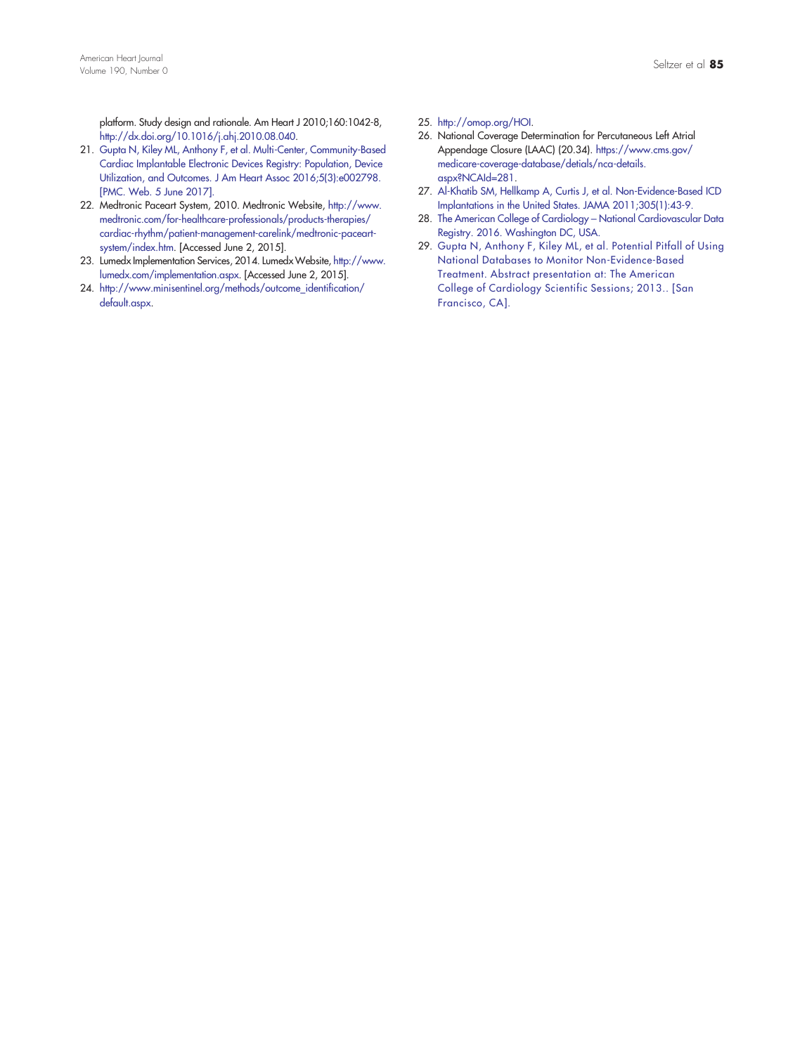platform. Study design and rationale. Am Heart J 2010;160:1042-8, http://dx.doi.org/10.1016/j.ahj.2010.08.040.

21. Gupta N, Kiley ML, Anthony F, et al. Multi-Center, Community-Based Cardiac Implantable Electronic Devices Registry: Population, Device Utilization, and Outcomes. J Am Heart Assoc 2016;5(3):e002798. [PMC. Web. 5 June 2017].
22. Medtronic Paceart System, 2010. Medtronic Website, http://www.medtronic.com/for-healthcare-professionals/products-therapies/cardiac-rhythm/patient-management-carelink/medtronic-paceart-system/index.htm. [Accessed June 2, 2015].
23. Lumedx Implementation Services, 2014. Lumedx Website, http://www.lumedx.com/implementation.aspx. [Accessed June 2, 2015].
24. http://www.minisentinel.org/methods/outcome_identification/default.aspx.
25. http://omop.org/HOI.
26. National Coverage Determination for Percutaneous Left Atrial Appendage Closure (LAAC) (20.34). https://www.cms.gov/medicare-coverage-database/detials/nca-details.aspx?NCAId=281.
27. Al-Khatib SM, Hellkamp A, Curtis J, et al. Non-Evidence-Based ICD Implantations in the United States. JAMA 2011;305(1):43-9.
28. The American College of Cardiology – National Cardiovascular Data Registry. 2016. Washington DC, USA.
29. Gupta N, Anthony F, Kiley ML, et al. Potential Pitfall of Using National Databases to Monitor Non-Evidence-Based Treatment. Abstract presentation at: The American College of Cardiology Scientific Sessions; 2013.. [San Francisco, CA].